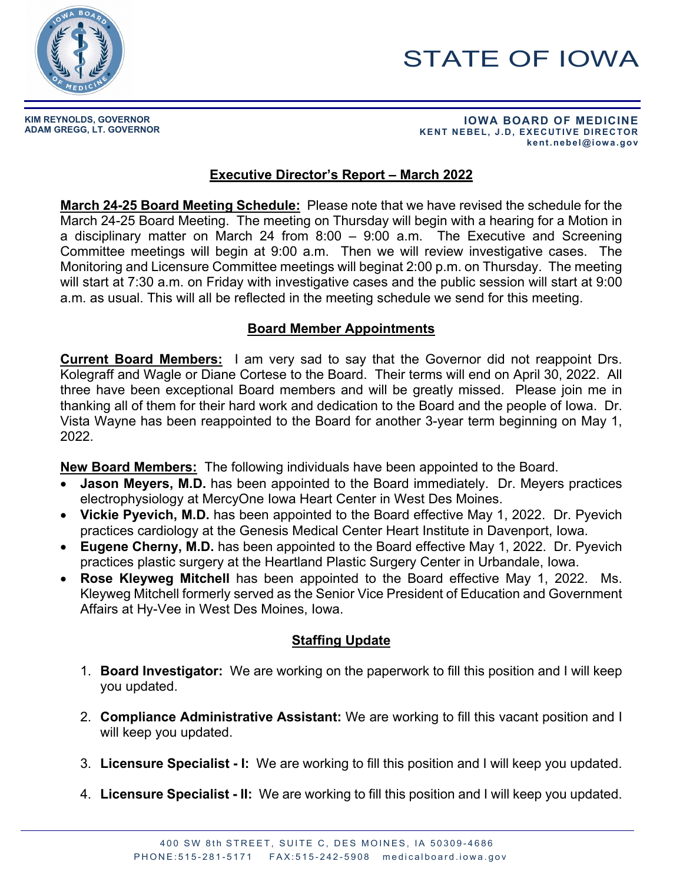# STATE OF IOWA

**KIM REYNOLDS, GOVERNOR**
**ADAM GREGG, LT. GOVERNOR**

**IOWA BOARD OF MEDICINE**
**KENT NEBEL, J.D, EXECUTIVE DIRECTOR**
**kent.nebel@iowa.gov**

## Executive Director's Report – March 2022

**March 24-25 Board Meeting Schedule:** Please note that we have revised the schedule for the March 24-25 Board Meeting. The meeting on Thursday will begin with a hearing for a Motion in a disciplinary matter on March 24 from 8:00 – 9:00 a.m. The Executive and Screening Committee meetings will begin at 9:00 a.m. Then we will review investigative cases. The Monitoring and Licensure Committee meetings will beginat 2:00 p.m. on Thursday. The meeting will start at 7:30 a.m. on Friday with investigative cases and the public session will start at 9:00 a.m. as usual. This will all be reflected in the meeting schedule we send for this meeting.

## Board Member Appointments

**Current Board Members:** I am very sad to say that the Governor did not reappoint Drs. Kolegraff and Wagle or Diane Cortese to the Board. Their terms will end on April 30, 2022. All three have been exceptional Board members and will be greatly missed. Please join me in thanking all of them for their hard work and dedication to the Board and the people of Iowa. Dr. Vista Wayne has been reappointed to the Board for another 3-year term beginning on May 1, 2022.

**New Board Members:** The following individuals have been appointed to the Board.

- **Jason Meyers, M.D.** has been appointed to the Board immediately. Dr. Meyers practices electrophysiology at MercyOne Iowa Heart Center in West Des Moines.
- **Vickie Pyevich, M.D.** has been appointed to the Board effective May 1, 2022. Dr. Pyevich practices cardiology at the Genesis Medical Center Heart Institute in Davenport, Iowa.
- **Eugene Cherny, M.D.** has been appointed to the Board effective May 1, 2022. Dr. Pyevich practices plastic surgery at the Heartland Plastic Surgery Center in Urbandale, Iowa.
- **Rose Kleyweg Mitchell** has been appointed to the Board effective May 1, 2022. Ms. Kleyweg Mitchell formerly served as the Senior Vice President of Education and Government Affairs at Hy-Vee in West Des Moines, Iowa.

## Staffing Update

1. **Board Investigator:** We are working on the paperwork to fill this position and I will keep you updated.

2. **Compliance Administrative Assistant:** We are working to fill this vacant position and I will keep you updated.

3. **Licensure Specialist - I:** We are working to fill this position and I will keep you updated.

4. **Licensure Specialist - II:** We are working to fill this position and I will keep you updated.

400 SW 8th STREET, SUITE C, DES MOINES, IA 50309-4686
PHONE:515-281-5171 FAX:515-242-5908 medicalboard.iowa.gov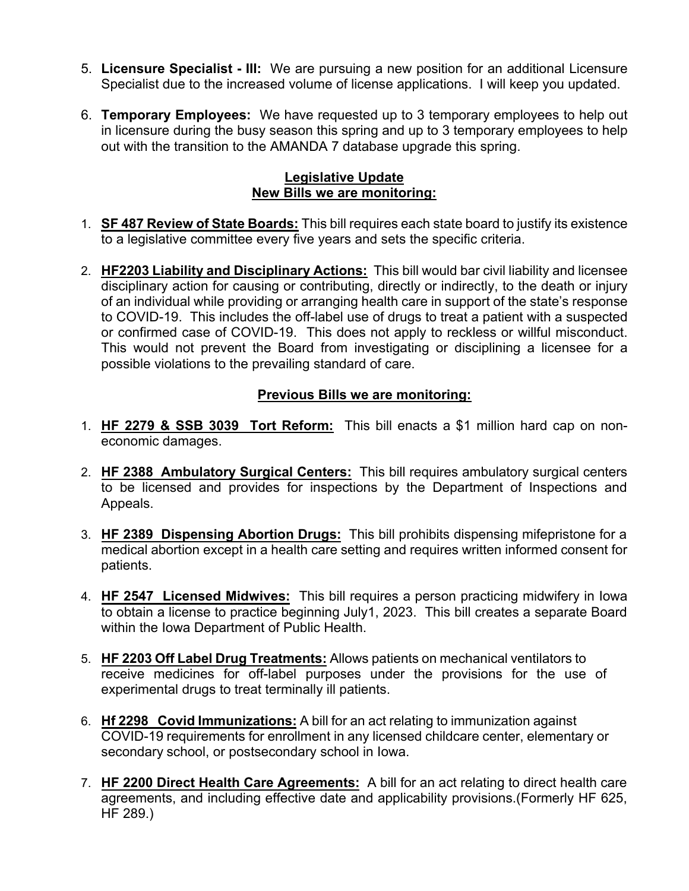5. **Licensure Specialist - III:** We are pursuing a new position for an additional Licensure Specialist due to the increased volume of license applications. I will keep you updated.

6. **Temporary Employees:** We have requested up to 3 temporary employees to help out in licensure during the busy season this spring and up to 3 temporary employees to help out with the transition to the AMANDA 7 database upgrade this spring.

## Legislative Update
## New Bills we are monitoring:

1. **SF 487 Review of State Boards:** This bill requires each state board to justify its existence to a legislative committee every five years and sets the specific criteria.

2. **HF2203 Liability and Disciplinary Actions:** This bill would bar civil liability and licensee disciplinary action for causing or contributing, directly or indirectly, to the death or injury of an individual while providing or arranging health care in support of the state's response to COVID-19. This includes the off-label use of drugs to treat a patient with a suspected or confirmed case of COVID-19. This does not apply to reckless or willful misconduct. This would not prevent the Board from investigating or disciplining a licensee for a possible violations to the prevailing standard of care.

## Previous Bills we are monitoring:

1. **HF 2279 & SSB 3039 Tort Reform:** This bill enacts a $1 million hard cap on non-economic damages.

2. **HF 2388 Ambulatory Surgical Centers:** This bill requires ambulatory surgical centers to be licensed and provides for inspections by the Department of Inspections and Appeals.

3. **HF 2389 Dispensing Abortion Drugs:** This bill prohibits dispensing mifepristone for a medical abortion except in a health care setting and requires written informed consent for patients.

4. **HF 2547 Licensed Midwives:** This bill requires a person practicing midwifery in Iowa to obtain a license to practice beginning July1, 2023. This bill creates a separate Board within the Iowa Department of Public Health.

5. **HF 2203 Off Label Drug Treatments:** Allows patients on mechanical ventilators to receive medicines for off-label purposes under the provisions for the use of experimental drugs to treat terminally ill patients.

6. **Hf 2298 Covid Immunizations:** A bill for an act relating to immunization against COVID-19 requirements for enrollment in any licensed childcare center, elementary or secondary school, or postsecondary school in Iowa.

7. **HF 2200 Direct Health Care Agreements:** A bill for an act relating to direct health care agreements, and including effective date and applicability provisions.(Formerly HF 625, HF 289.)